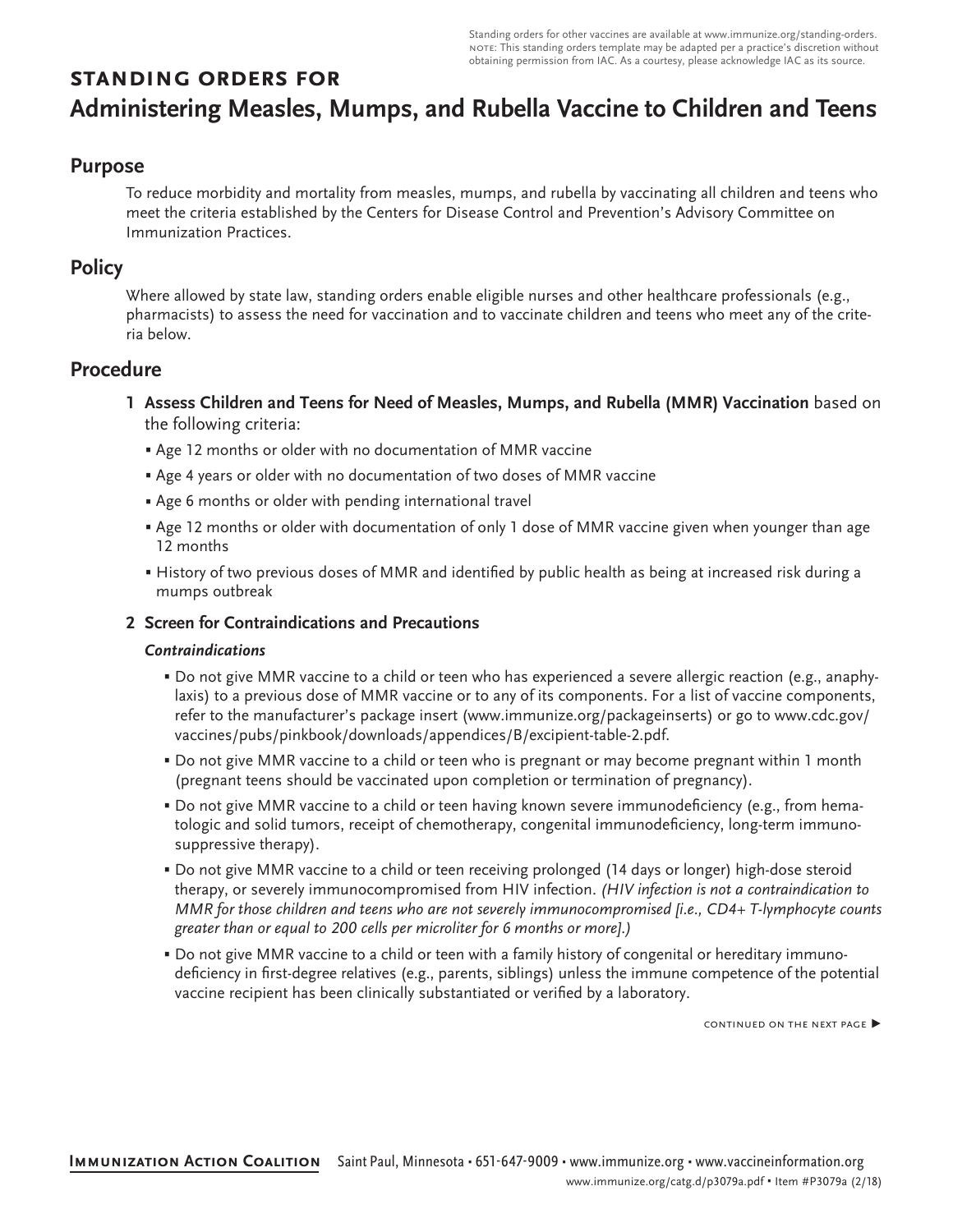Standing orders for other vaccines are available at www.immunize.org/standing-orders.
NOTE: This standing orders template may be adapted per a practice's discretion without obtaining permission from IAC. As a courtesy, please acknowledge IAC as its source.

# STANDING ORDERS FOR Administering Measles, Mumps, and Rubella Vaccine to Children and Teens

## Purpose

To reduce morbidity and mortality from measles, mumps, and rubella by vaccinating all children and teens who meet the criteria established by the Centers for Disease Control and Prevention's Advisory Committee on Immunization Practices.

## Policy

Where allowed by state law, standing orders enable eligible nurses and other healthcare professionals (e.g., pharmacists) to assess the need for vaccination and to vaccinate children and teens who meet any of the criteria below.

## Procedure

**1 Assess Children and Teens for Need of Measles, Mumps, and Rubella (MMR) Vaccination** based on the following criteria:

- Age 12 months or older with no documentation of MMR vaccine
- Age 4 years or older with no documentation of two doses of MMR vaccine
- Age 6 months or older with pending international travel
- Age 12 months or older with documentation of only 1 dose of MMR vaccine given when younger than age 12 months
- History of two previous doses of MMR and identified by public health as being at increased risk during a mumps outbreak

**2 Screen for Contraindications and Precautions**

***Contraindications***

- Do not give MMR vaccine to a child or teen who has experienced a severe allergic reaction (e.g., anaphylaxis) to a previous dose of MMR vaccine or to any of its components. For a list of vaccine components, refer to the manufacturer's package insert (www.immunize.org/packageinserts) or go to www.cdc.gov/vaccines/pubs/pinkbook/downloads/appendices/B/excipient-table-2.pdf.
- Do not give MMR vaccine to a child or teen who is pregnant or may become pregnant within 1 month (pregnant teens should be vaccinated upon completion or termination of pregnancy).
- Do not give MMR vaccine to a child or teen having known severe immunodeficiency (e.g., from hematologic and solid tumors, receipt of chemotherapy, congenital immunodeficiency, long-term immunosuppressive therapy).
- Do not give MMR vaccine to a child or teen receiving prolonged (14 days or longer) high-dose steroid therapy, or severely immunocompromised from HIV infection. *(HIV infection is not a contraindication to MMR for those children and teens who are not severely immunocompromised [i.e., CD4+ T-lymphocyte counts greater than or equal to 200 cells per microliter for 6 months or more].)*
- Do not give MMR vaccine to a child or teen with a family history of congenital or hereditary immunodeficiency in first-degree relatives (e.g., parents, siblings) unless the immune competence of the potential vaccine recipient has been clinically substantiated or verified by a laboratory.

CONTINUED ON THE NEXT PAGE ▶

**Immunization Action Coalition** Saint Paul, Minnesota • 651-647-9009 • www.immunize.org • www.vaccineinformation.org
www.immunize.org/catg.d/p3079a.pdf • Item #P3079a (2/18)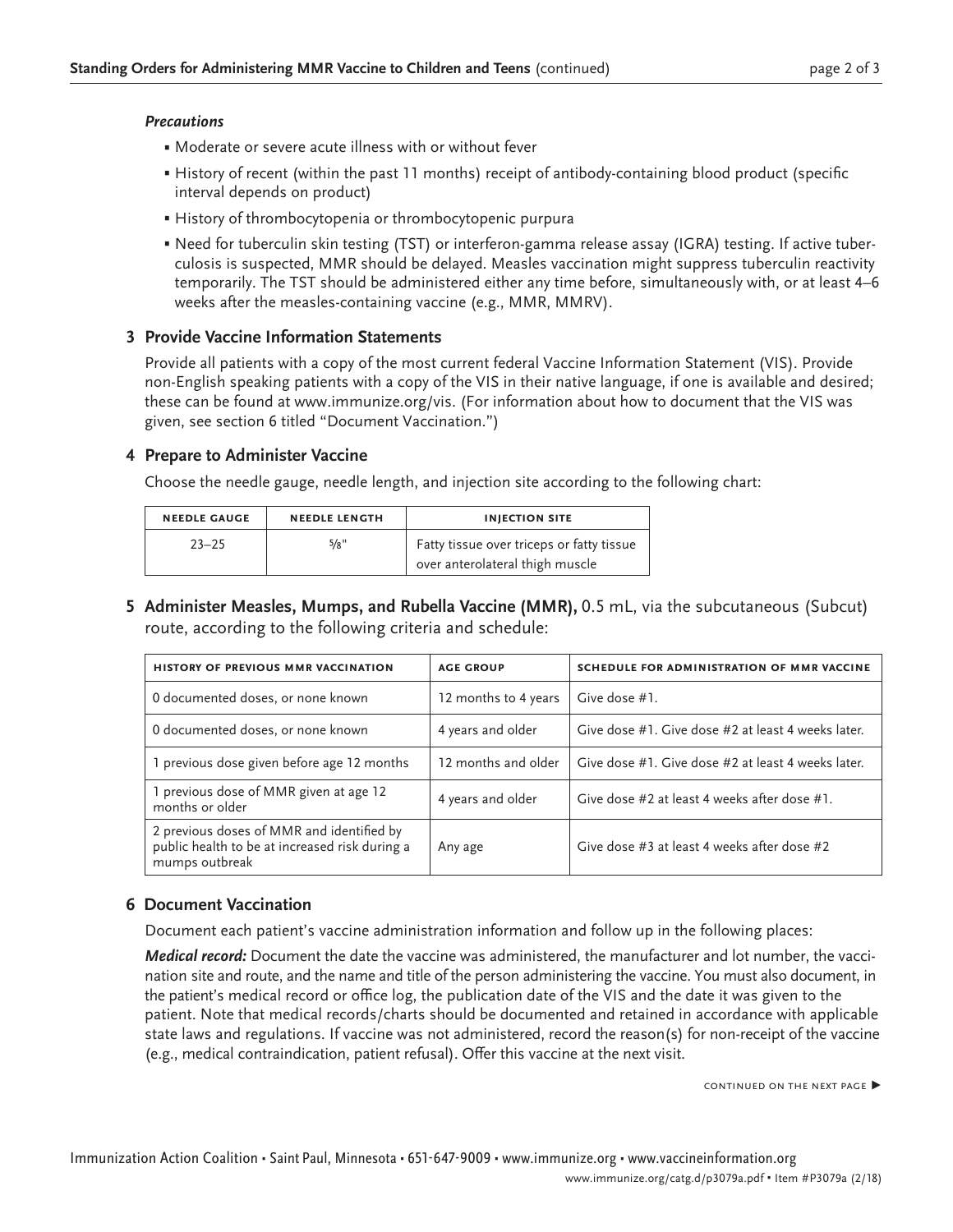### *Precautions*

- Moderate or severe acute illness with or without fever
- History of recent (within the past 11 months) receipt of antibody-containing blood product (specific interval depends on product)
- History of thrombocytopenia or thrombocytopenic purpura
- Need for tuberculin skin testing (TST) or interferon-gamma release assay (IGRA) testing. If active tuberculosis is suspected, MMR should be delayed. Measles vaccination might suppress tuberculin reactivity temporarily. The TST should be administered either any time before, simultaneously with, or at least 4–6 weeks after the measles-containing vaccine (e.g., MMR, MMRV).

## 3 Provide Vaccine Information Statements

Provide all patients with a copy of the most current federal Vaccine Information Statement (VIS). Provide non-English speaking patients with a copy of the VIS in their native language, if one is available and desired; these can be found at www.immunize.org/vis. (For information about how to document that the VIS was given, see section 6 titled "Document Vaccination.")

## 4 Prepare to Administer Vaccine

Choose the needle gauge, needle length, and injection site according to the following chart:

| NEEDLE GAUGE | NEEDLE LENGTH | INJECTION SITE |
|---|---|---|
| 23–25 | ⅝" | Fatty tissue over triceps or fatty tissue over anterolateral thigh muscle |

## 5 Administer Measles, Mumps, and Rubella Vaccine (MMR), 0.5 mL, via the subcutaneous (Subcut) route, according to the following criteria and schedule:

| HISTORY OF PREVIOUS MMR VACCINATION | AGE GROUP | SCHEDULE FOR ADMINISTRATION OF MMR VACCINE |
|---|---|---|
| 0 documented doses, or none known | 12 months to 4 years | Give dose #1. |
| 0 documented doses, or none known | 4 years and older | Give dose #1. Give dose #2 at least 4 weeks later. |
| 1 previous dose given before age 12 months | 12 months and older | Give dose #1. Give dose #2 at least 4 weeks later. |
| 1 previous dose of MMR given at age 12 months or older | 4 years and older | Give dose #2 at least 4 weeks after dose #1. |
| 2 previous doses of MMR and identified by public health to be at increased risk during a mumps outbreak | Any age | Give dose #3 at least 4 weeks after dose #2 |

## 6 Document Vaccination

Document each patient's vaccine administration information and follow up in the following places:

***Medical record:*** Document the date the vaccine was administered, the manufacturer and lot number, the vaccination site and route, and the name and title of the person administering the vaccine. You must also document, in the patient's medical record or office log, the publication date of the VIS and the date it was given to the patient. Note that medical records/charts should be documented and retained in accordance with applicable state laws and regulations. If vaccine was not administered, record the reason(s) for non-receipt of the vaccine (e.g., medical contraindication, patient refusal). Offer this vaccine at the next visit.

CONTINUED ON THE NEXT PAGE ▶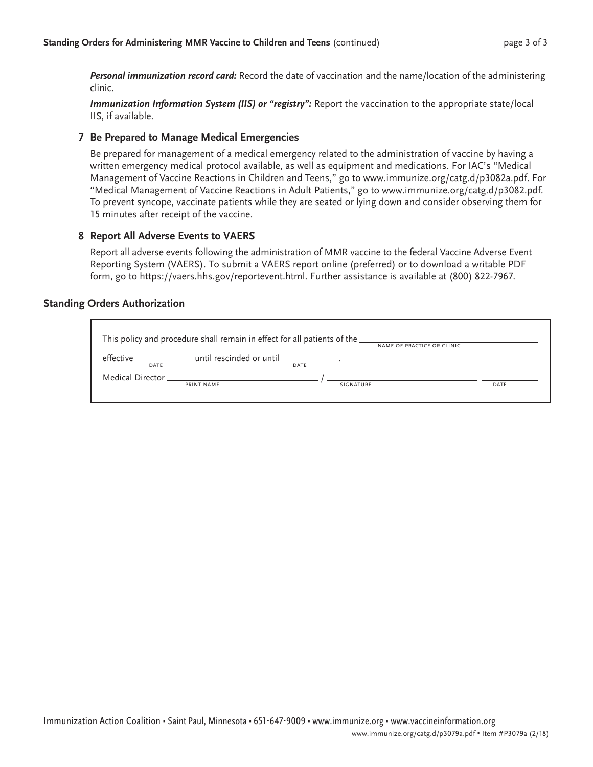***Personal immunization record card:*** Record the date of vaccination and the name/location of the administering clinic.

***Immunization Information System (IIS) or "registry":*** Report the vaccination to the appropriate state/local IIS, if available.

### 7 Be Prepared to Manage Medical Emergencies

Be prepared for management of a medical emergency related to the administration of vaccine by having a written emergency medical protocol available, as well as equipment and medications. For IAC's "Medical Management of Vaccine Reactions in Children and Teens," go to www.immunize.org/catg.d/p3082a.pdf. For "Medical Management of Vaccine Reactions in Adult Patients," go to www.immunize.org/catg.d/p3082.pdf. To prevent syncope, vaccinate patients while they are seated or lying down and consider observing them for 15 minutes after receipt of the vaccine.

### 8 Report All Adverse Events to VAERS

Report all adverse events following the administration of MMR vaccine to the federal Vaccine Adverse Event Reporting System (VAERS). To submit a VAERS report online (preferred) or to download a writable PDF form, go to https://vaers.hhs.gov/reportevent.html. Further assistance is available at (800) 822-7967.

## Standing Orders Authorization

This policy and procedure shall remain in effect for all patients of the ______________________________
NAME OF PRACTICE OR CLINIC

effective ____________ until rescinded or until ____________.
DATE DATE

Medical Director ______________________________ / ______________________________ ____________
PRINT NAME SIGNATURE DATE

Immunization Action Coalition • Saint Paul, Minnesota • 651-647-9009 • www.immunize.org • www.vaccineinformation.org

www.immunize.org/catg.d/p3079a.pdf • Item #P3079a (2/18)